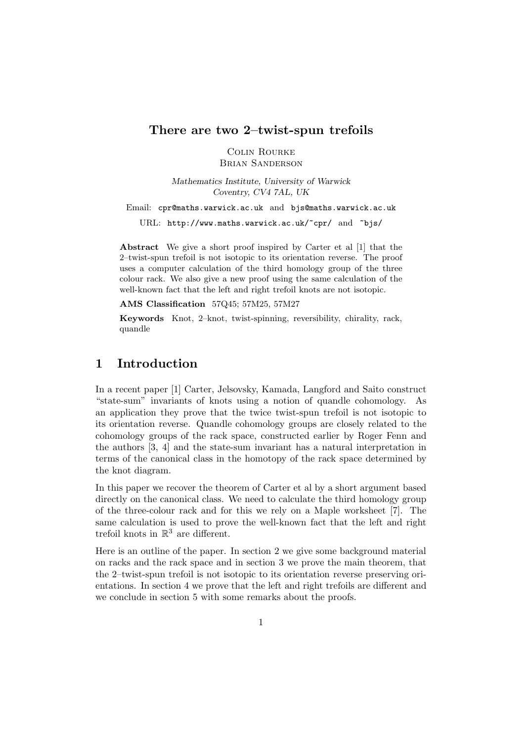# There are two 2–twist-spun trefoils

Colin Rourke
Brian Sanderson

*Mathematics Institute, University of Warwick*
*Coventry, CV4 7AL, UK*

Email: `cpr@maths.warwick.ac.uk` and `bjs@maths.warwick.ac.uk`

URL: `http://www.maths.warwick.ac.uk/~cpr/` and `~bjs/`

**Abstract** We give a short proof inspired by Carter et al [1] that the 2–twist-spun trefoil is not isotopic to its orientation reverse. The proof uses a computer calculation of the third homology group of the three colour rack. We also give a new proof using the same calculation of the well-known fact that the left and right trefoil knots are not isotopic.

**AMS Classification** 57Q45; 57M25, 57M27

**Keywords** Knot, 2–knot, twist-spinning, reversibility, chirality, rack, quandle

## 1 Introduction

In a recent paper [1] Carter, Jelsovsky, Kamada, Langford and Saito construct "state-sum" invariants of knots using a notion of quandle cohomology. As an application they prove that the twice twist-spun trefoil is not isotopic to its orientation reverse. Quandle cohomology groups are closely related to the cohomology groups of the rack space, constructed earlier by Roger Fenn and the authors [3, 4] and the state-sum invariant has a natural interpretation in terms of the canonical class in the homotopy of the rack space determined by the knot diagram.

In this paper we recover the theorem of Carter et al by a short argument based directly on the canonical class. We need to calculate the third homology group of the three-colour rack and for this we rely on a Maple worksheet [7]. The same calculation is used to prove the well-known fact that the left and right trefoil knots in $\mathbb{R}^3$ are different.

Here is an outline of the paper. In section 2 we give some background material on racks and the rack space and in section 3 we prove the main theorem, that the 2–twist-spun trefoil is not isotopic to its orientation reverse preserving orientations. In section 4 we prove that the left and right trefoils are different and we conclude in section 5 with some remarks about the proofs.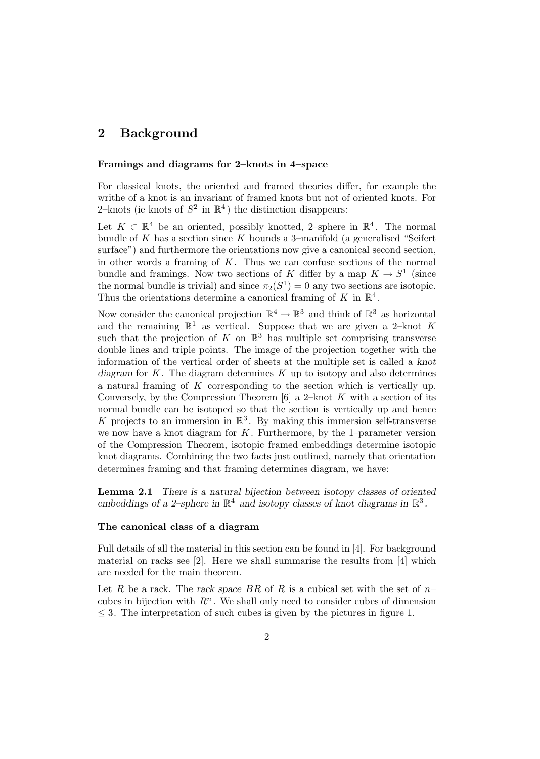## 2 Background

**Framings and diagrams for 2–knots in 4–space**

For classical knots, the oriented and framed theories differ, for example the writhe of a knot is an invariant of framed knots but not of oriented knots. For 2–knots (ie knots of $S^2$ in $\mathbb{R}^4$) the distinction disappears:

Let $K \subset \mathbb{R}^4$ be an oriented, possibly knotted, 2–sphere in $\mathbb{R}^4$. The normal bundle of $K$ has a section since $K$ bounds a 3–manifold (a generalised "Seifert surface") and furthermore the orientations now give a canonical second section, in other words a framing of $K$. Thus we can confuse sections of the normal bundle and framings. Now two sections of $K$ differ by a map $K \to S^1$ (since the normal bundle is trivial) and since $\pi_2(S^1) = 0$ any two sections are isotopic. Thus the orientations determine a canonical framing of $K$ in $\mathbb{R}^4$.

Now consider the canonical projection $\mathbb{R}^4 \to \mathbb{R}^3$ and think of $\mathbb{R}^3$ as horizontal and the remaining $\mathbb{R}^1$ as vertical. Suppose that we are given a 2–knot $K$ such that the projection of $K$ on $\mathbb{R}^3$ has multiple set comprising transverse double lines and triple points. The image of the projection together with the information of the vertical order of sheets at the multiple set is called a *knot diagram* for $K$. The diagram determines $K$ up to isotopy and also determines a natural framing of $K$ corresponding to the section which is vertically up. Conversely, by the Compression Theorem [6] a 2–knot $K$ with a section of its normal bundle can be isotoped so that the section is vertically up and hence $K$ projects to an immersion in $\mathbb{R}^3$. By making this immersion self-transverse we now have a knot diagram for $K$. Furthermore, by the 1–parameter version of the Compression Theorem, isotopic framed embeddings determine isotopic knot diagrams. Combining the two facts just outlined, namely that orientation determines framing and that framing determines diagram, we have:

**Lemma 2.1** *There is a natural bijection between isotopy classes of oriented embeddings of a 2–sphere in $\mathbb{R}^4$ and isotopy classes of knot diagrams in $\mathbb{R}^3$.*

**The canonical class of a diagram**

Full details of all the material in this section can be found in [4]. For background material on racks see [2]. Here we shall summarise the results from [4] which are needed for the main theorem.

Let $R$ be a rack. The *rack space* $BR$ of $R$ is a cubical set with the set of $n$–cubes in bijection with $R^n$. We shall only need to consider cubes of dimension $\leq 3$. The interpretation of such cubes is given by the pictures in figure 1.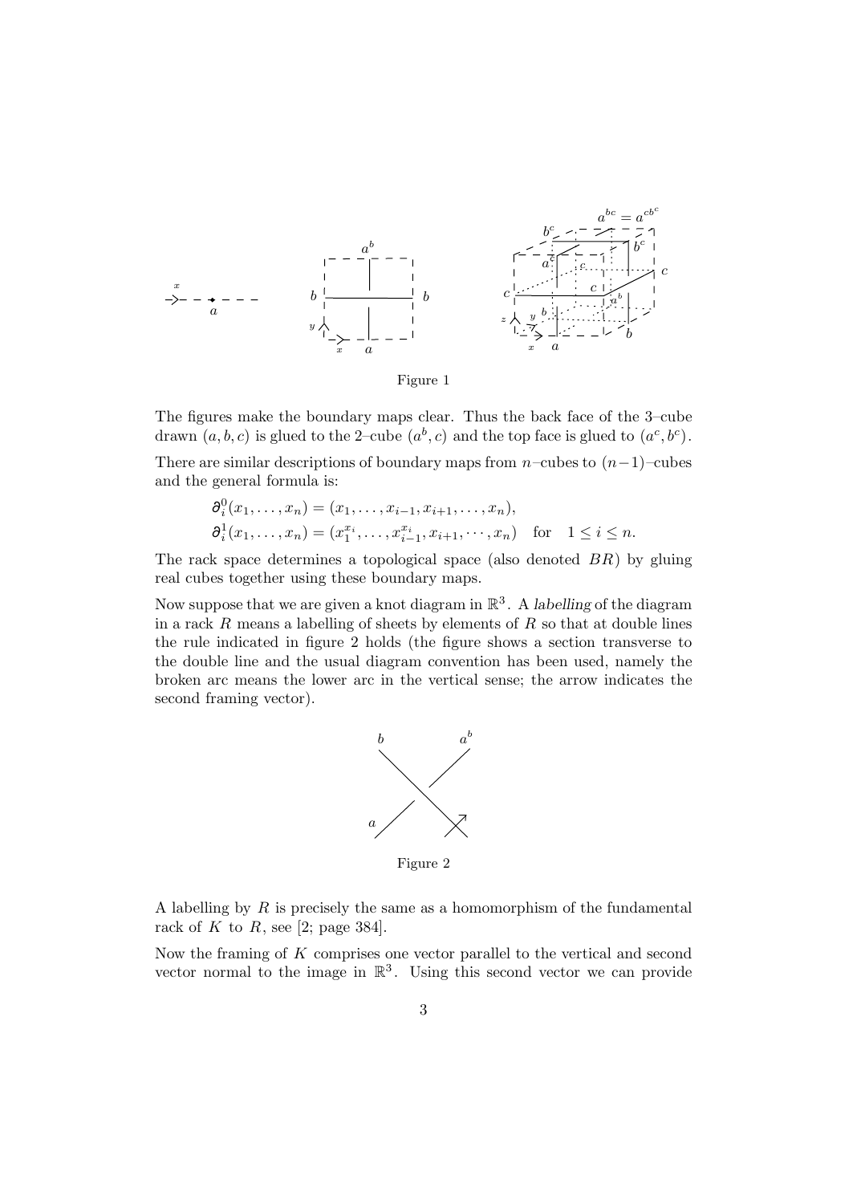Figure 1

The figures make the boundary maps clear. Thus the back face of the 3–cube drawn $(a, b, c)$ is glued to the 2–cube $(a^b, c)$ and the top face is glued to $(a^c, b^c)$.

There are similar descriptions of boundary maps from $n$–cubes to $(n-1)$–cubes and the general formula is:

$$\partial_i^0(x_1, \ldots, x_n) = (x_1, \ldots, x_{i-1}, x_{i+1}, \ldots, x_n),$$
$$\partial_i^1(x_1, \ldots, x_n) = (x_1^{x_i}, \ldots, x_{i-1}^{x_i}, x_{i+1}, \cdots, x_n) \quad \text{for} \quad 1 \le i \le n.$$

The rack space determines a topological space (also denoted $BR$) by gluing real cubes together using these boundary maps.

Now suppose that we are given a knot diagram in $\mathbb{R}^3$. A *labelling* of the diagram in a rack $R$ means a labelling of sheets by elements of $R$ so that at double lines the rule indicated in figure 2 holds (the figure shows a section transverse to the double line and the usual diagram convention has been used, namely the broken arc means the lower arc in the vertical sense; the arrow indicates the second framing vector).

Figure 2

A labelling by $R$ is precisely the same as a homomorphism of the fundamental rack of $K$ to $R$, see [2; page 384].

Now the framing of $K$ comprises one vector parallel to the vertical and second vector normal to the image in $\mathbb{R}^3$. Using this second vector we can provide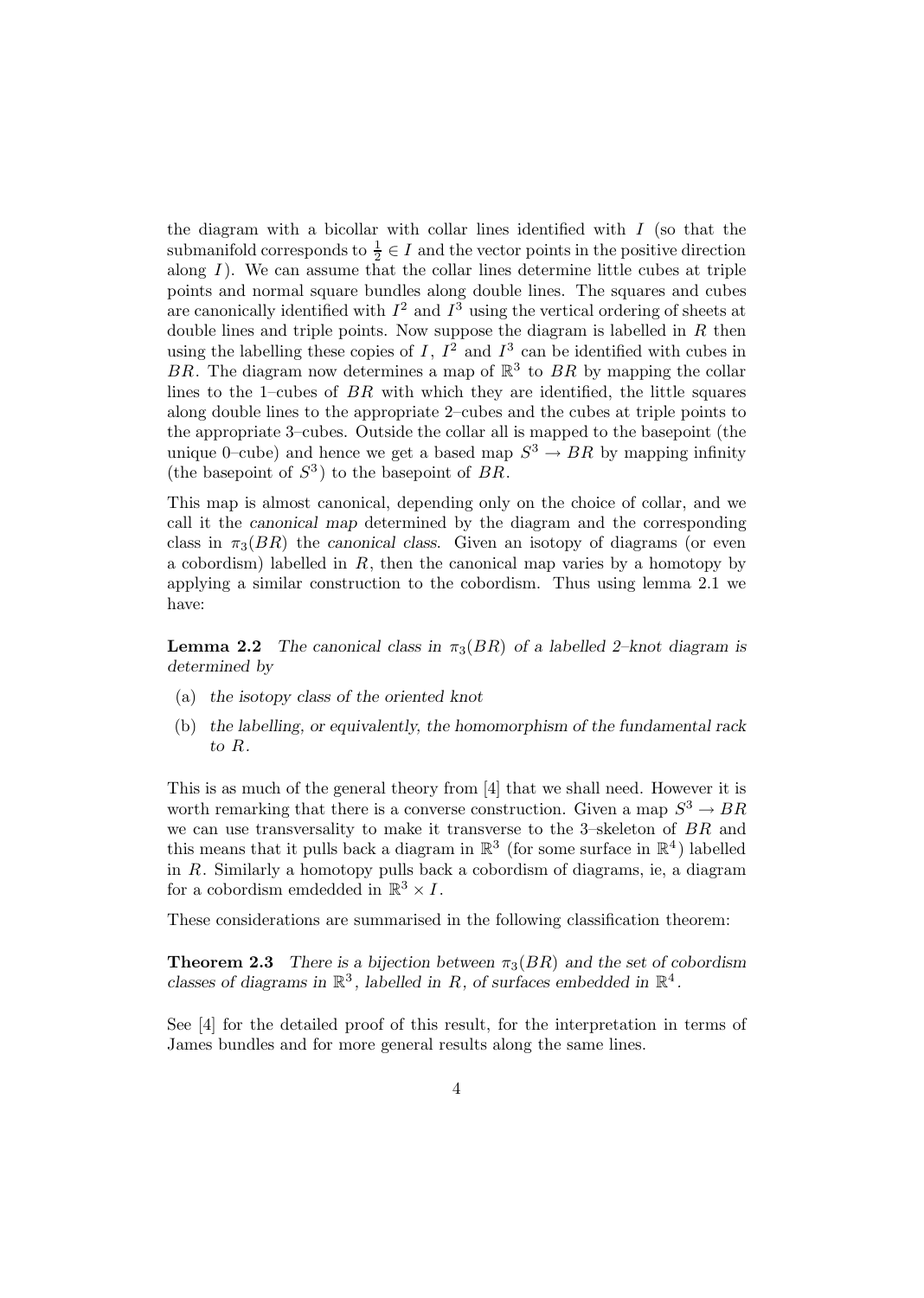the diagram with a bicollar with collar lines identified with $I$ (so that the submanifold corresponds to $\frac{1}{2} \in I$ and the vector points in the positive direction along $I$). We can assume that the collar lines determine little cubes at triple points and normal square bundles along double lines. The squares and cubes are canonically identified with $I^2$ and $I^3$ using the vertical ordering of sheets at double lines and triple points. Now suppose the diagram is labelled in $R$ then using the labelling these copies of $I$, $I^2$ and $I^3$ can be identified with cubes in $BR$. The diagram now determines a map of $\mathbb{R}^3$ to $BR$ by mapping the collar lines to the 1–cubes of $BR$ with which they are identified, the little squares along double lines to the appropriate 2–cubes and the cubes at triple points to the appropriate 3–cubes. Outside the collar all is mapped to the basepoint (the unique 0–cube) and hence we get a based map $S^3 \to BR$ by mapping infinity (the basepoint of $S^3$) to the basepoint of $BR$.

This map is almost canonical, depending only on the choice of collar, and we call it the *canonical map* determined by the diagram and the corresponding class in $\pi_3(BR)$ the *canonical class*. Given an isotopy of diagrams (or even a cobordism) labelled in $R$, then the canonical map varies by a homotopy by applying a similar construction to the cobordism. Thus using lemma 2.1 we have:

**Lemma 2.2** *The canonical class in $\pi_3(BR)$ of a labelled 2–knot diagram is determined by*

(a) *the isotopy class of the oriented knot*

(b) *the labelling, or equivalently, the homomorphism of the fundamental rack to $R$.*

This is as much of the general theory from [4] that we shall need. However it is worth remarking that there is a converse construction. Given a map $S^3 \to BR$ we can use transversality to make it transverse to the 3–skeleton of $BR$ and this means that it pulls back a diagram in $\mathbb{R}^3$ (for some surface in $\mathbb{R}^4$) labelled in $R$. Similarly a homotopy pulls back a cobordism of diagrams, ie, a diagram for a cobordism emdedded in $\mathbb{R}^3 \times I$.

These considerations are summarised in the following classification theorem:

**Theorem 2.3** *There is a bijection between $\pi_3(BR)$ and the set of cobordism classes of diagrams in $\mathbb{R}^3$, labelled in $R$, of surfaces embedded in $\mathbb{R}^4$.*

See [4] for the detailed proof of this result, for the interpretation in terms of James bundles and for more general results along the same lines.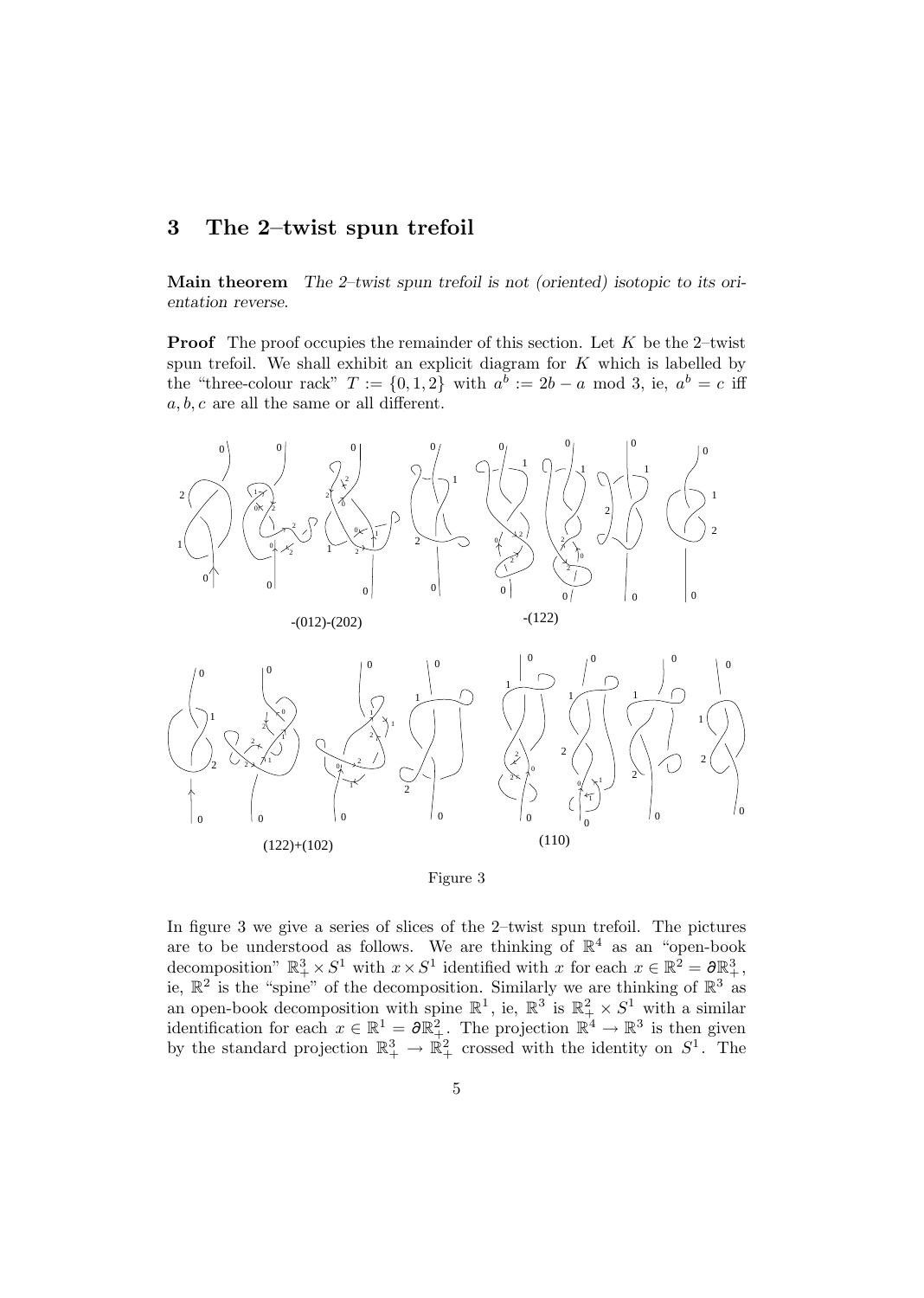## 3 The 2–twist spun trefoil

**Main theorem** *The 2–twist spun trefoil is not (oriented) isotopic to its orientation reverse.*

**Proof** The proof occupies the remainder of this section. Let $K$ be the 2–twist spun trefoil. We shall exhibit an explicit diagram for $K$ which is labelled by the "three-colour rack" $T := \{0, 1, 2\}$ with $a^b := 2b - a \bmod 3$, ie, $a^b = c$ iff $a, b, c$ are all the same or all different.

Figure 3

In figure 3 we give a series of slices of the 2–twist spun trefoil. The pictures are to be understood as follows. We are thinking of $\mathbb{R}^4$ as an "open-book decomposition" $\mathbb{R}^3_+ \times S^1$ with $x \times S^1$ identified with $x$ for each $x \in \mathbb{R}^2 = \partial\mathbb{R}^3_+$, ie, $\mathbb{R}^2$ is the "spine" of the decomposition. Similarly we are thinking of $\mathbb{R}^3$ as an open-book decomposition with spine $\mathbb{R}^1$, ie, $\mathbb{R}^3$ is $\mathbb{R}^2_+ \times S^1$ with a similar identification for each $x \in \mathbb{R}^1 = \partial\mathbb{R}^2_+$. The projection $\mathbb{R}^4 \to \mathbb{R}^3$ is then given by the standard projection $\mathbb{R}^3_+ \to \mathbb{R}^2_+$ crossed with the identity on $S^1$. The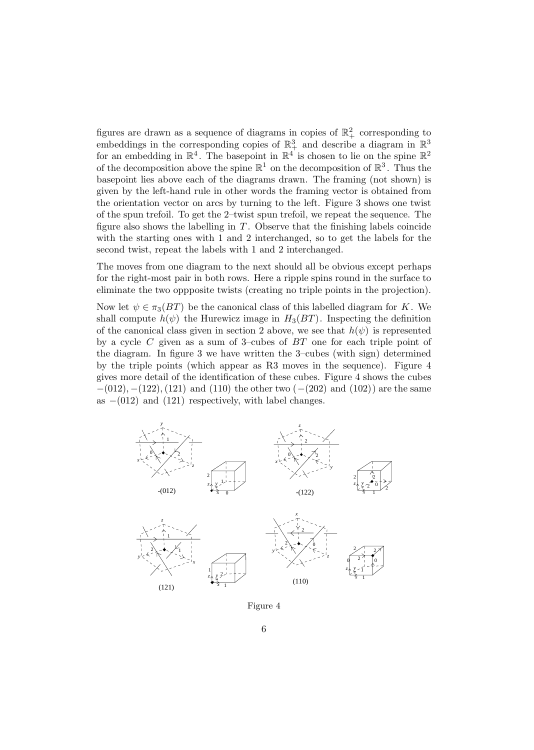figures are drawn as a sequence of diagrams in copies of $\mathbb{R}^2_+$ corresponding to embeddings in the corresponding copies of $\mathbb{R}^3_+$ and describe a diagram in $\mathbb{R}^3$ for an embedding in $\mathbb{R}^4$. The basepoint in $\mathbb{R}^4$ is chosen to lie on the spine $\mathbb{R}^2$ of the decomposition above the spine $\mathbb{R}^1$ on the decomposition of $\mathbb{R}^3$. Thus the basepoint lies above each of the diagrams drawn. The framing (not shown) is given by the left-hand rule in other words the framing vector is obtained from the orientation vector on arcs by turning to the left. Figure 3 shows one twist of the spun trefoil. To get the 2–twist spun trefoil, we repeat the sequence. The figure also shows the labelling in $T$. Observe that the finishing labels coincide with the starting ones with 1 and 2 interchanged, so to get the labels for the second twist, repeat the labels with 1 and 2 interchanged.

The moves from one diagram to the next should all be obvious except perhaps for the right-most pair in both rows. Here a ripple spins round in the surface to eliminate the two oppposite twists (creating no triple points in the projection).

Now let $\psi \in \pi_3(BT)$ be the canonical class of this labelled diagram for $K$. We shall compute $h(\psi)$ the Hurewicz image in $H_3(BT)$. Inspecting the definition of the canonical class given in section 2 above, we see that $h(\psi)$ is represented by a cycle $C$ given as a sum of 3–cubes of $BT$ one for each triple point of the diagram. In figure 3 we have written the 3–cubes (with sign) determined by the triple points (which appear as R3 moves in the sequence). Figure 4 gives more detail of the identification of these cubes. Figure 4 shows the cubes $-(012), -(122), (121)$ and $(110)$ the other two ($-(202)$ and $(102)$) are the same as $-(012)$ and $(121)$ respectively, with label changes.

Figure 4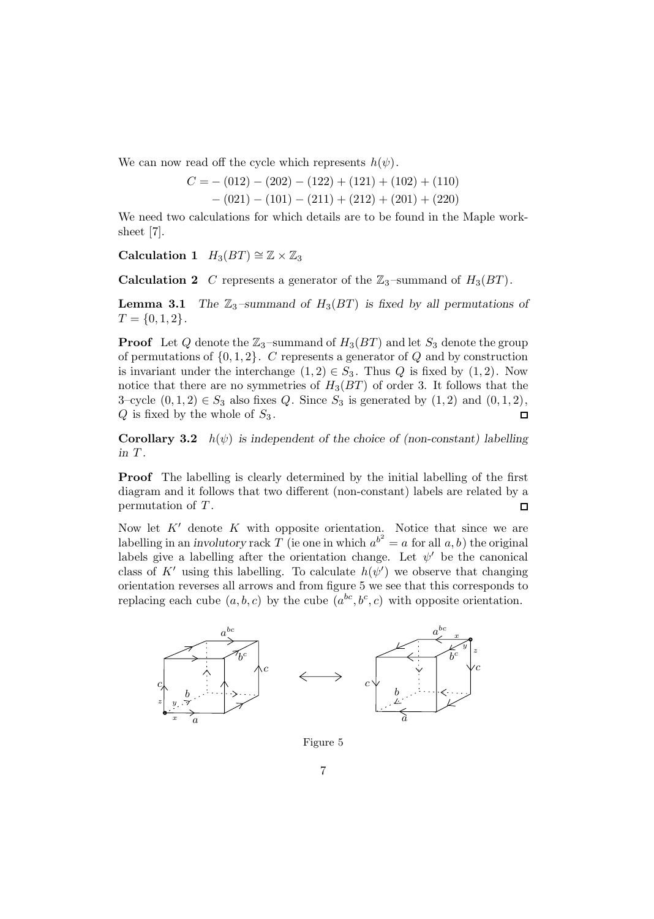We can now read off the cycle which represents $h(\psi)$.

$$
\begin{aligned}
C = &-(012) - (202) - (122) + (121) + (102) + (110) \\
&-(021) - (101) - (211) + (212) + (201) + (220)
\end{aligned}
$$

We need two calculations for which details are to be found in the Maple worksheet [7].

**Calculation 1** $H_3(BT) \cong \mathbb{Z} \times \mathbb{Z}_3$

**Calculation 2** $C$ represents a generator of the $\mathbb{Z}_3$–summand of $H_3(BT)$.

**Lemma 3.1** *The $\mathbb{Z}_3$–summand of $H_3(BT)$ is fixed by all permutations of $T = \{0, 1, 2\}$.*

**Proof** Let $Q$ denote the $\mathbb{Z}_3$–summand of $H_3(BT)$ and let $S_3$ denote the group of permutations of $\{0, 1, 2\}$. $C$ represents a generator of $Q$ and by construction is invariant under the interchange $(1, 2) \in S_3$. Thus $Q$ is fixed by $(1, 2)$. Now notice that there are no symmetries of $H_3(BT)$ of order 3. It follows that the 3–cycle $(0, 1, 2) \in S_3$ also fixes $Q$. Since $S_3$ is generated by $(1, 2)$ and $(0, 1, 2)$, $Q$ is fixed by the whole of $S_3$. □

**Corollary 3.2** *$h(\psi)$ is independent of the choice of (non-constant) labelling in $T$.*

**Proof** The labelling is clearly determined by the initial labelling of the first diagram and it follows that two different (non-constant) labels are related by a permutation of $T$. □

Now let $K'$ denote $K$ with opposite orientation. Notice that since we are labelling in an *involutory* rack $T$ (ie one in which $a^{b^2} = a$ for all $a, b$) the original labels give a labelling after the orientation change. Let $\psi'$ be the canonical class of $K'$ using this labelling. To calculate $h(\psi')$ we observe that changing orientation reverses all arrows and from figure 5 we see that this corresponds to replacing each cube $(a, b, c)$ by the cube $(a^{bc}, b^c, c)$ with opposite orientation.

Figure 5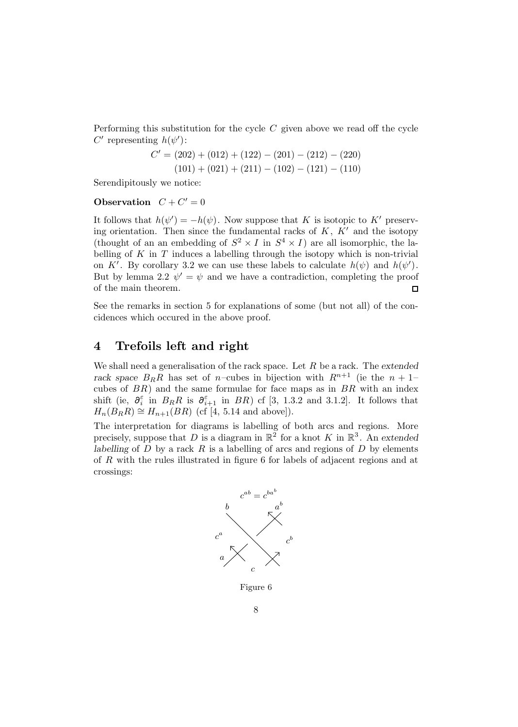Performing this substitution for the cycle $C$ given above we read off the cycle $C'$ representing $h(\psi')$:

$$
\begin{aligned}
C' = &(202) + (012) + (122) - (201) - (212) - (220)\\
&(101) + (021) + (211) - (102) - (121) - (110)
\end{aligned}
$$

Serendipitously we notice:

**Observation** $C + C' = 0$

It follows that $h(\psi') = -h(\psi)$. Now suppose that $K$ is isotopic to $K'$ preserving orientation. Then since the fundamental racks of $K$, $K'$ and the isotopy (thought of an an embedding of $S^2 \times I$ in $S^4 \times I$) are all isomorphic, the labelling of $K$ in $T$ induces a labelling through the isotopy which is non-trivial on $K'$. By corollary 3.2 we can use these labels to calculate $h(\psi)$ and $h(\psi')$. But by lemma 2.2 $\psi' = \psi$ and we have a contradiction, completing the proof of the main theorem. □

See the remarks in section 5 for explanations of some (but not all) of the concidences which occured in the above proof.

## 4 Trefoils left and right

We shall need a generalisation of the rack space. Let $R$ be a rack. The *extended rack space* $B_R R$ has set of $n$–cubes in bijection with $R^{n+1}$ (ie the $n+1$–cubes of $BR$) and the same formulae for face maps as in $BR$ with an index shift (ie, $\partial_i^\varepsilon$ in $B_R R$ is $\partial_{i+1}^\varepsilon$ in $BR$) cf [3, 1.3.2 and 3.1.2]. It follows that $H_n(B_R R) \cong H_{n+1}(BR)$ (cf [4, 5.14 and above]).

The interpretation for diagrams is labelling of both arcs and regions. More precisely, suppose that $D$ is a diagram in $\mathbb{R}^2$ for a knot $K$ in $\mathbb{R}^3$. An *extended labelling* of $D$ by a rack $R$ is a labelling of arcs and regions of $D$ by elements of $R$ with the rules illustrated in figure 6 for labels of adjacent regions and at crossings:

Figure 6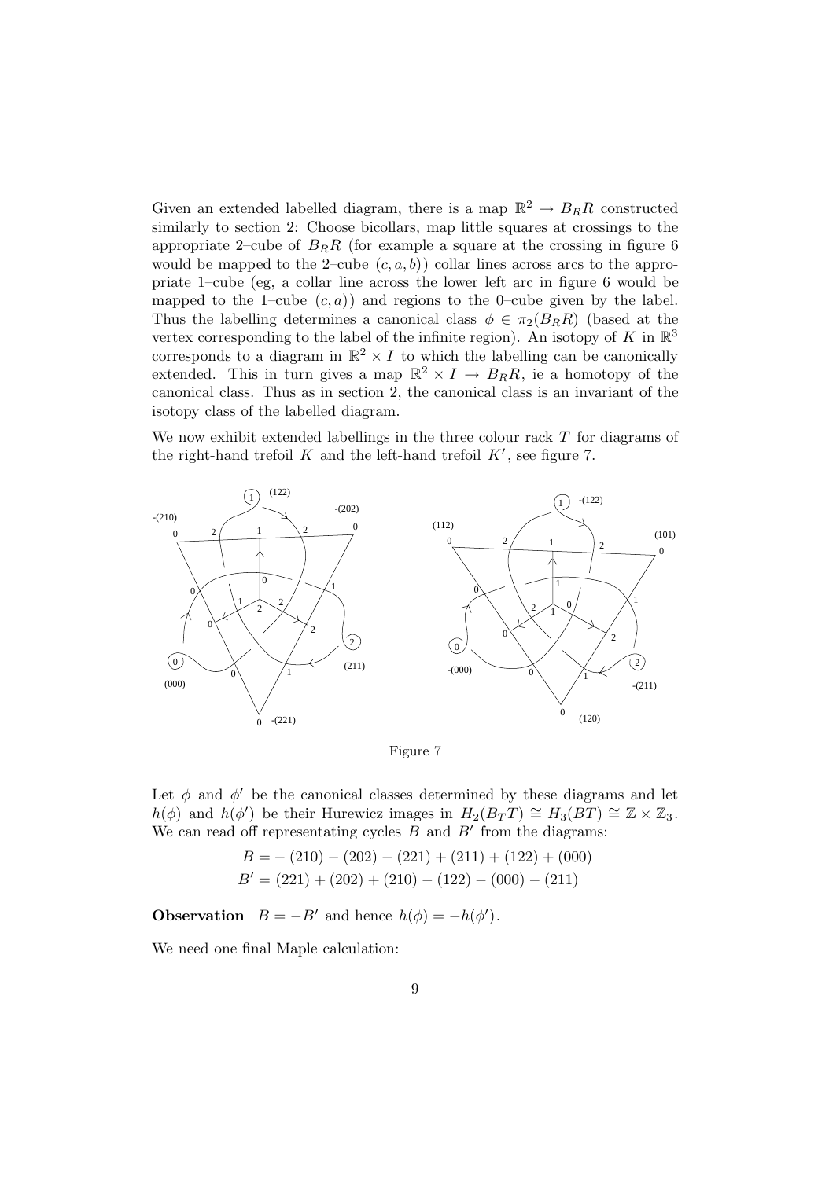Given an extended labelled diagram, there is a map $\mathbb{R}^2 \to B_R R$ constructed similarly to section 2: Choose bicollars, map little squares at crossings to the appropriate 2–cube of $B_R R$ (for example a square at the crossing in figure 6 would be mapped to the 2–cube $(c, a, b)$) collar lines across arcs to the appropriate 1–cube (eg, a collar line across the lower left arc in figure 6 would be mapped to the 1–cube $(c, a)$) and regions to the 0–cube given by the label. Thus the labelling determines a canonical class $\phi \in \pi_2(B_R R)$ (based at the vertex corresponding to the label of the infinite region). An isotopy of $K$ in $\mathbb{R}^3$ corresponds to a diagram in $\mathbb{R}^2 \times I$ to which the labelling can be canonically extended. This in turn gives a map $\mathbb{R}^2 \times I \to B_R R$, ie a homotopy of the canonical class. Thus as in section 2, the canonical class is an invariant of the isotopy class of the labelled diagram.

We now exhibit extended labellings in the three colour rack $T$ for diagrams of the right-hand trefoil $K$ and the left-hand trefoil $K'$, see figure 7.

Figure 7

Let $\phi$ and $\phi'$ be the canonical classes determined by these diagrams and let $h(\phi)$ and $h(\phi')$ be their Hurewicz images in $H_2(B_T T) \cong H_3(BT) \cong \mathbb{Z} \times \mathbb{Z}_3$. We can read off representating cycles $B$ and $B'$ from the diagrams:

$$B = -(210) - (202) - (221) + (211) + (122) + (000)$$
$$B' = (221) + (202) + (210) - (122) - (000) - (211)$$

**Observation** $B = -B'$ and hence $h(\phi) = -h(\phi')$.

We need one final Maple calculation: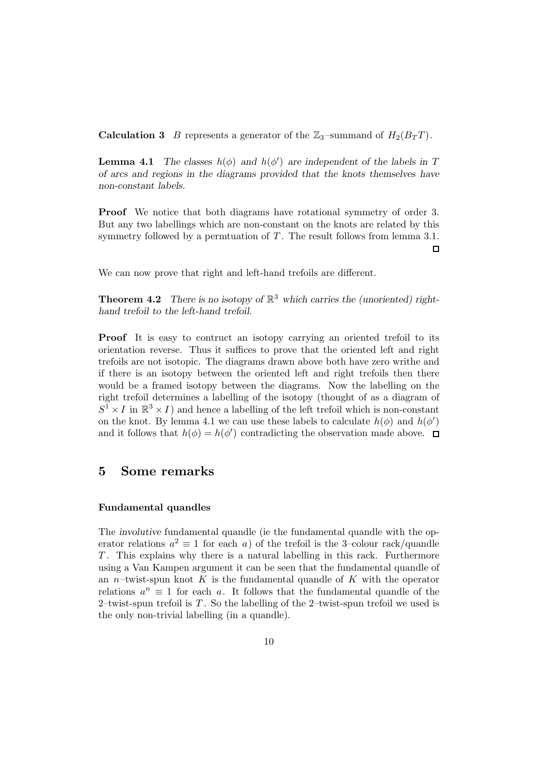**Calculation 3** $B$ represents a generator of the $\mathbb{Z}_3$–summand of $H_2(B_T T)$.

**Lemma 4.1** *The classes $h(\phi)$ and $h(\phi')$ are independent of the labels in $T$ of arcs and regions in the diagrams provided that the knots themselves have non-constant labels.*

**Proof** We notice that both diagrams have rotational symmetry of order 3. But any two labellings which are non-constant on the knots are related by this symmetry followed by a permtuation of $T$. The result follows from lemma 3.1. ◻

We can now prove that right and left-hand trefoils are different.

**Theorem 4.2** *There is no isotopy of $\mathbb{R}^3$ which carries the (unoriented) right-hand trefoil to the left-hand trefoil.*

**Proof** It is easy to contruct an isotopy carrying an oriented trefoil to its orientation reverse. Thus it suffices to prove that the oriented left and right trefoils are not isotopic. The diagrams drawn above both have zero writhe and if there is an isotopy between the oriented left and right trefoils then there would be a framed isotopy between the diagrams. Now the labelling on the right trefoil determines a labelling of the isotopy (thought of as a diagram of $S^1 \times I$ in $\mathbb{R}^3 \times I$) and hence a labelling of the left trefoil which is non-constant on the knot. By lemma 4.1 we can use these labels to calculate $h(\phi)$ and $h(\phi')$ and it follows that $h(\phi) = h(\phi')$ contradicting the observation made above. ◻

## 5 Some remarks

#### Fundamental quandles

The *involutive* fundamental quandle (ie the fundamental quandle with the operator relations $a^2 \equiv 1$ for each $a$) of the trefoil is the 3–colour rack/quandle $T$. This explains why there is a natural labelling in this rack. Furthermore using a Van Kampen argument it can be seen that the fundamental quandle of an $n$–twist-spun knot $K$ is the fundamental quandle of $K$ with the operator relations $a^n \equiv 1$ for each $a$. It follows that the fundamental quandle of the 2–twist-spun trefoil is $T$. So the labelling of the 2–twist-spun trefoil we used is the only non-trivial labelling (in a quandle).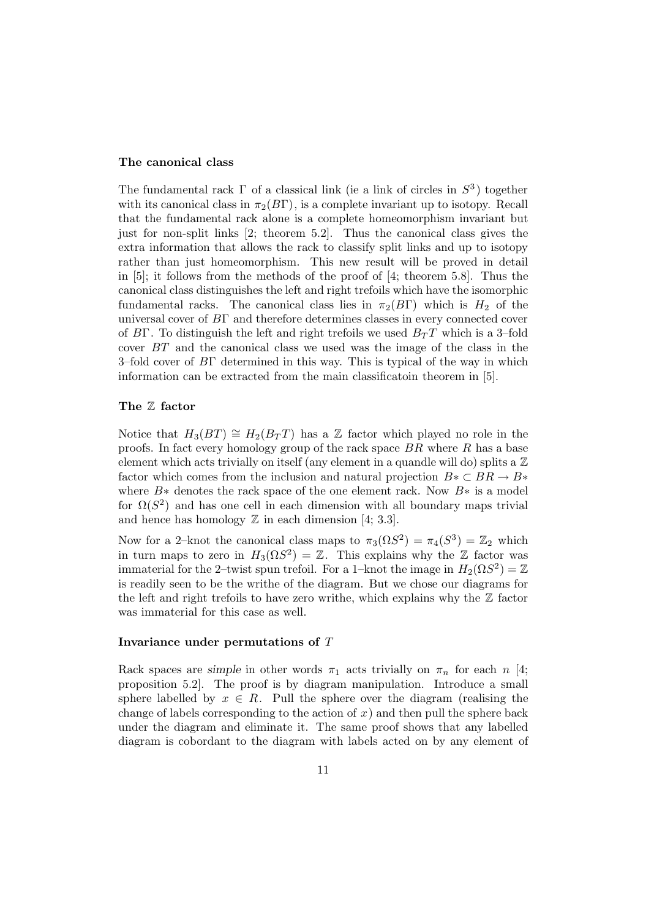**The canonical class**

The fundamental rack $\Gamma$ of a classical link (ie a link of circles in $S^3$) together with its canonical class in $\pi_2(B\Gamma)$, is a complete invariant up to isotopy. Recall that the fundamental rack alone is a complete homeomorphism invariant but just for non-split links [2; theorem 5.2]. Thus the canonical class gives the extra information that allows the rack to classify split links and up to isotopy rather than just homeomorphism. This new result will be proved in detail in [5]; it follows from the methods of the proof of [4; theorem 5.8]. Thus the canonical class distinguishes the left and right trefoils which have the isomorphic fundamental racks. The canonical class lies in $\pi_2(B\Gamma)$ which is $H_2$ of the universal cover of $B\Gamma$ and therefore determines classes in every connected cover of $B\Gamma$. To distinguish the left and right trefoils we used $B_T T$ which is a 3–fold cover $BT$ and the canonical class we used was the image of the class in the 3–fold cover of $B\Gamma$ determined in this way. This is typical of the way in which information can be extracted from the main classificatoin theorem in [5].

**The $\mathbb{Z}$ factor**

Notice that $H_3(BT) \cong H_2(B_T T)$ has a $\mathbb{Z}$ factor which played no role in the proofs. In fact every homology group of the rack space $BR$ where $R$ has a base element which acts trivially on itself (any element in a quandle will do) splits a $\mathbb{Z}$ factor which comes from the inclusion and natural projection $B* \subset BR \to B*$ where $B*$ denotes the rack space of the one element rack. Now $B*$ is a model for $\Omega(S^2)$ and has one cell in each dimension with all boundary maps trivial and hence has homology $\mathbb{Z}$ in each dimension [4; 3.3].

Now for a 2–knot the canonical class maps to $\pi_3(\Omega S^2) = \pi_4(S^3) = \mathbb{Z}_2$ which in turn maps to zero in $H_3(\Omega S^2) = \mathbb{Z}$. This explains why the $\mathbb{Z}$ factor was immaterial for the 2–twist spun trefoil. For a 1–knot the image in $H_2(\Omega S^2) = \mathbb{Z}$ is readily seen to be the writhe of the diagram. But we chose our diagrams for the left and right trefoils to have zero writhe, which explains why the $\mathbb{Z}$ factor was immaterial for this case as well.

**Invariance under permutations of $T$**

Rack spaces are *simple* in other words $\pi_1$ acts trivially on $\pi_n$ for each $n$ [4; proposition 5.2]. The proof is by diagram manipulation. Introduce a small sphere labelled by $x \in R$. Pull the sphere over the diagram (realising the change of labels corresponding to the action of $x$) and then pull the sphere back under the diagram and eliminate it. The same proof shows that any labelled diagram is cobordant to the diagram with labels acted on by any element of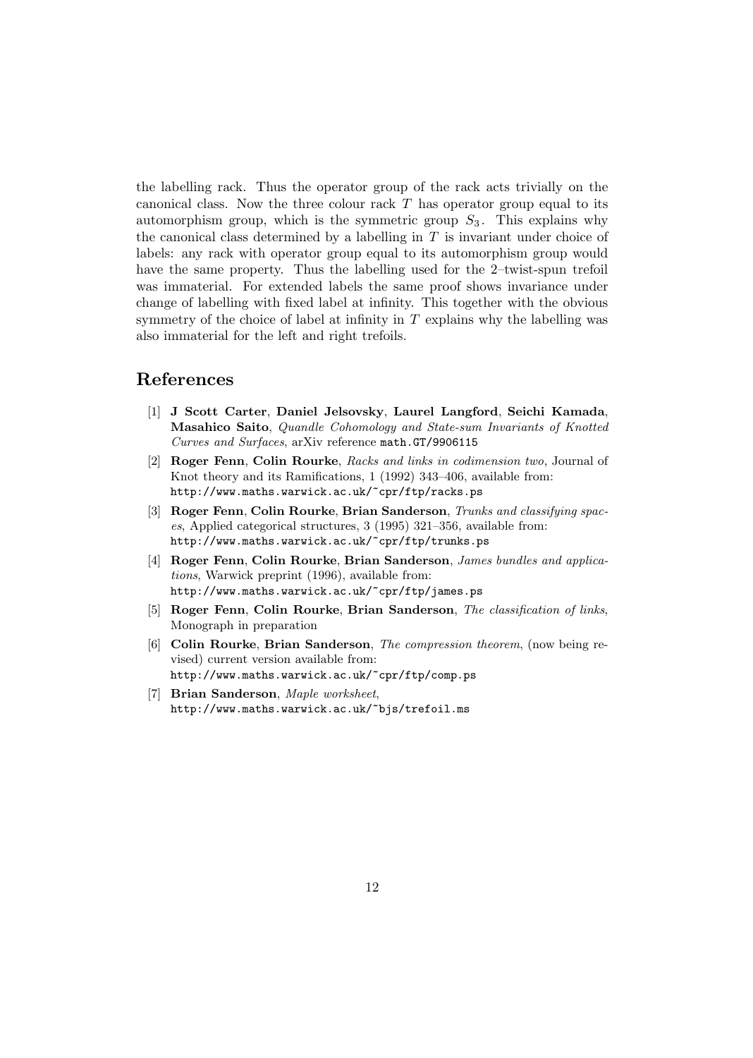the labelling rack. Thus the operator group of the rack acts trivially on the canonical class. Now the three colour rack $T$ has operator group equal to its automorphism group, which is the symmetric group $S_3$. This explains why the canonical class determined by a labelling in $T$ is invariant under choice of labels: any rack with operator group equal to its automorphism group would have the same property. Thus the labelling used for the 2–twist-spun trefoil was immaterial. For extended labels the same proof shows invariance under change of labelling with fixed label at infinity. This together with the obvious symmetry of the choice of label at infinity in $T$ explains why the labelling was also immaterial for the left and right trefoils.

## References

[1] **J Scott Carter**, **Daniel Jelsovsky**, **Laurel Langford**, **Seichi Kamada**, **Masahico Saito**, *Quandle Cohomology and State-sum Invariants of Knotted Curves and Surfaces*, arXiv reference `math.GT/9906115`

[2] **Roger Fenn**, **Colin Rourke**, *Racks and links in codimension two*, Journal of Knot theory and its Ramifications, 1 (1992) 343–406, available from: `http://www.maths.warwick.ac.uk/~cpr/ftp/racks.ps`

[3] **Roger Fenn**, **Colin Rourke**, **Brian Sanderson**, *Trunks and classifying spaces*, Applied categorical structures, 3 (1995) 321–356, available from: `http://www.maths.warwick.ac.uk/~cpr/ftp/trunks.ps`

[4] **Roger Fenn**, **Colin Rourke**, **Brian Sanderson**, *James bundles and applications*, Warwick preprint (1996), available from: `http://www.maths.warwick.ac.uk/~cpr/ftp/james.ps`

[5] **Roger Fenn**, **Colin Rourke**, **Brian Sanderson**, *The classification of links*, Monograph in preparation

[6] **Colin Rourke**, **Brian Sanderson**, *The compression theorem*, (now being revised) current version available from: `http://www.maths.warwick.ac.uk/~cpr/ftp/comp.ps`

[7] **Brian Sanderson**, *Maple worksheet*, `http://www.maths.warwick.ac.uk/~bjs/trefoil.ms`